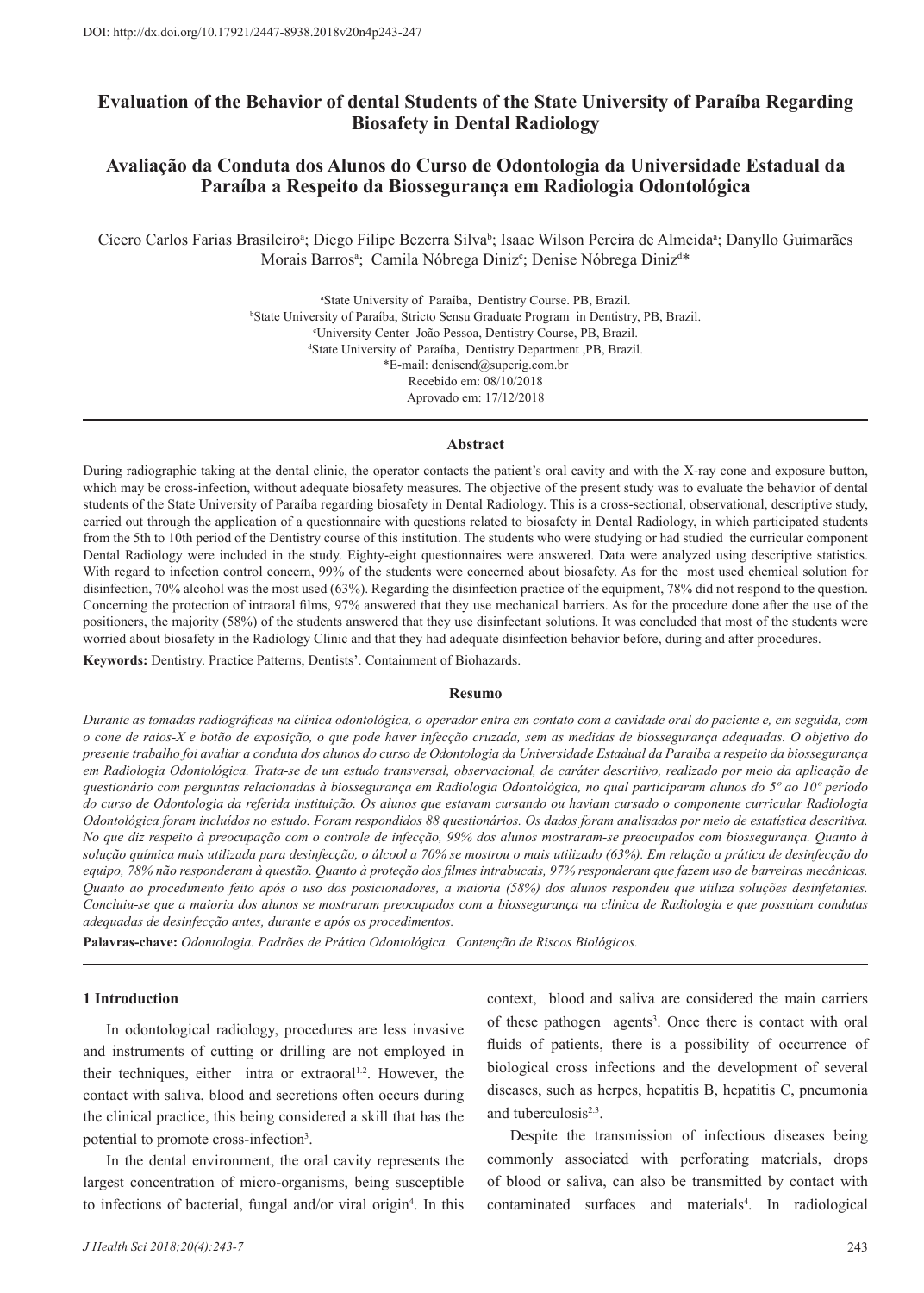DOI: http://dx.doi.org/10.17921/2447-8938.2018v20n4p243-247

# Evaluation of the Behavior of dental Students of the State University of Paraíba Regarding Biosafety in Dental Radiology

# Avaliação da Conduta dos Alunos do Curso de Odontologia da Universidade Estadual da Paraíba a Respeito da Biossegurança em Radiologia Odontológica

Cícero Carlos Farias Brasileiro[a]; Diego Filipe Bezerra Silva[b]; Isaac Wilson Pereira de Almeida[a]; Danyllo Guimarães Morais Barros[a]; Camila Nóbrega Diniz[c]; Denise Nóbrega Diniz[d]*

[a]State University of Paraíba, Dentistry Course. PB, Brazil.
[b]State University of Paraíba, Stricto Sensu Graduate Program in Dentistry, PB, Brazil.
[c]University Center João Pessoa, Dentistry Course, PB, Brazil.
[d]State University of Paraíba, Dentistry Department ,PB, Brazil.
*E-mail: denisend@superig.com.br
Recebido em: 08/10/2018
Aprovado em: 17/12/2018

## Abstract

During radiographic taking at the dental clinic, the operator contacts the patient's oral cavity and with the X-ray cone and exposure button, which may be cross-infection, without adequate biosafety measures. The objective of the present study was to evaluate the behavior of dental students of the State University of Paraíba regarding biosafety in Dental Radiology. This is a cross-sectional, observational, descriptive study, carried out through the application of a questionnaire with questions related to biosafety in Dental Radiology, in which participated students from the 5th to 10th period of the Dentistry course of this institution. The students who were studying or had studied the curricular component Dental Radiology were included in the study. Eighty-eight questionnaires were answered. Data were analyzed using descriptive statistics. With regard to infection control concern, 99% of the students were concerned about biosafety. As for the most used chemical solution for disinfection, 70% alcohol was the most used (63%). Regarding the disinfection practice of the equipment, 78% did not respond to the question. Concerning the protection of intraoral films, 97% answered that they use mechanical barriers. As for the procedure done after the use of the positioners, the majority (58%) of the students answered that they use disinfectant solutions. It was concluded that most of the students were worried about biosafety in the Radiology Clinic and that they had adequate disinfection behavior before, during and after procedures.

**Keywords:** Dentistry. Practice Patterns, Dentists'. Containment of Biohazards.

## Resumo

*Durante as tomadas radiográficas na clínica odontológica, o operador entra em contato com a cavidade oral do paciente e, em seguida, com o cone de raios-X e botão de exposição, o que pode haver infecção cruzada, sem as medidas de biossegurança adequadas. O objetivo do presente trabalho foi avaliar a conduta dos alunos do curso de Odontologia da Universidade Estadual da Paraíba a respeito da biossegurança em Radiologia Odontológica. Trata-se de um estudo transversal, observacional, de caráter descritivo, realizado por meio da aplicação de questionário com perguntas relacionadas à biossegurança em Radiologia Odontológica, no qual participaram alunos do 5º ao 10º período do curso de Odontologia da referida instituição. Os alunos que estavam cursando ou haviam cursado o componente curricular Radiologia Odontológica foram incluídos no estudo. Foram respondidos 88 questionários. Os dados foram analisados por meio de estatística descritiva. No que diz respeito à preocupação com o controle de infecção, 99% dos alunos mostraram-se preocupados com biossegurança. Quanto à solução química mais utilizada para desinfecção, o álcool a 70% se mostrou o mais utilizado (63%). Em relação a prática de desinfecção do equipo, 78% não responderam à questão. Quanto à proteção dos filmes intrabucais, 97% responderam que fazem uso de barreiras mecânicas. Quanto ao procedimento feito após o uso dos posicionadores, a maioria (58%) dos alunos respondeu que utiliza soluções desinfetantes. Concluiu-se que a maioria dos alunos se mostraram preocupados com a biossegurança na clínica de Radiologia e que possuíam condutas adequadas de desinfecção antes, durante e após os procedimentos.*

**Palavras-chave:** *Odontologia. Padrões de Prática Odontológica. Contenção de Riscos Biológicos.*

## 1 Introduction

In odontological radiology, procedures are less invasive and instruments of cutting or drilling are not employed in their techniques, either intra or extraoral[1,2]. However, the contact with saliva, blood and secretions often occurs during the clinical practice, this being considered a skill that has the potential to promote cross-infection[3].

In the dental environment, the oral cavity represents the largest concentration of micro-organisms, being susceptible to infections of bacterial, fungal and/or viral origin[4]. In this context, blood and saliva are considered the main carriers of these pathogen agents[3]. Once there is contact with oral fluids of patients, there is a possibility of occurrence of biological cross infections and the development of several diseases, such as herpes, hepatitis B, hepatitis C, pneumonia and tuberculosis[2,3].

Despite the transmission of infectious diseases being commonly associated with perforating materials, drops of blood or saliva, can also be transmitted by contact with contaminated surfaces and materials[4]. In radiological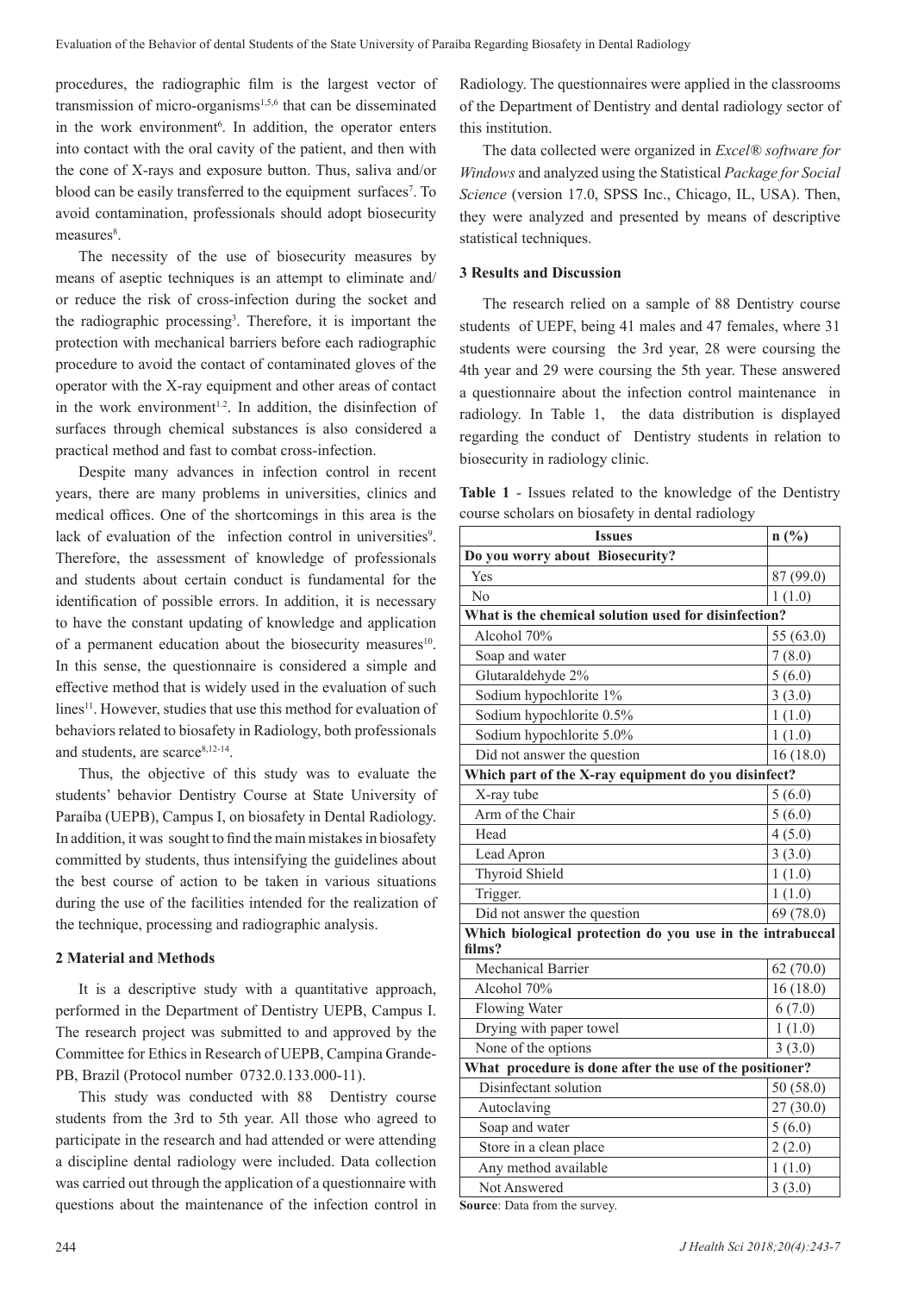procedures, the radiographic film is the largest vector of transmission of micro-organisms[1,5,6] that can be disseminated in the work environment[6]. In addition, the operator enters into contact with the oral cavity of the patient, and then with the cone of X-rays and exposure button. Thus, saliva and/or blood can be easily transferred to the equipment surfaces[7]. To avoid contamination, professionals should adopt biosecurity measures[8].

The necessity of the use of biosecurity measures by means of aseptic techniques is an attempt to eliminate and/or reduce the risk of cross-infection during the socket and the radiographic processing[3]. Therefore, it is important the protection with mechanical barriers before each radiographic procedure to avoid the contact of contaminated gloves of the operator with the X-ray equipment and other areas of contact in the work environment[1,2]. In addition, the disinfection of surfaces through chemical substances is also considered a practical method and fast to combat cross-infection.

Despite many advances in infection control in recent years, there are many problems in universities, clinics and medical offices. One of the shortcomings in this area is the lack of evaluation of the infection control in universities[9]. Therefore, the assessment of knowledge of professionals and students about certain conduct is fundamental for the identification of possible errors. In addition, it is necessary to have the constant updating of knowledge and application of a permanent education about the biosecurity measures[10]. In this sense, the questionnaire is considered a simple and effective method that is widely used in the evaluation of such lines[11]. However, studies that use this method for evaluation of behaviors related to biosafety in Radiology, both professionals and students, are scarce[8,12-14].

Thus, the objective of this study was to evaluate the students' behavior Dentistry Course at State University of Paraíba (UEPB), Campus I, on biosafety in Dental Radiology. In addition, it was sought to find the main mistakes in biosafety committed by students, thus intensifying the guidelines about the best course of action to be taken in various situations during the use of the facilities intended for the realization of the technique, processing and radiographic analysis.

## 2 Material and Methods

It is a descriptive study with a quantitative approach, performed in the Department of Dentistry UEPB, Campus I. The research project was submitted to and approved by the Committee for Ethics in Research of UEPB, Campina Grande-PB, Brazil (Protocol number 0732.0.133.000-11).

This study was conducted with 88 Dentistry course students from the 3rd to 5th year. All those who agreed to participate in the research and had attended or were attending a discipline dental radiology were included. Data collection was carried out through the application of a questionnaire with questions about the maintenance of the infection control in Radiology. The questionnaires were applied in the classrooms of the Department of Dentistry and dental radiology sector of this institution.

The data collected were organized in *Excel® software for Windows* and analyzed using the Statistical *Package for Social Science* (version 17.0, SPSS Inc., Chicago, IL, USA). Then, they were analyzed and presented by means of descriptive statistical techniques.

## 3 Results and Discussion

The research relied on a sample of 88 Dentistry course students of UEPF, being 41 males and 47 females, where 31 students were coursing the 3rd year, 28 were coursing the 4th year and 29 were coursing the 5th year. These answered a questionnaire about the infection control maintenance in radiology. In Table 1, the data distribution is displayed regarding the conduct of Dentistry students in relation to biosecurity in radiology clinic.

**Table 1** - Issues related to the knowledge of the Dentistry course scholars on biosafety in dental radiology

| Issues | n (%) |
|---|---|
| **Do you worry about Biosecurity?** | |
| Yes | 87 (99.0) |
| No | 1 (1.0) |
| **What is the chemical solution used for disinfection?** | |
| Alcohol 70% | 55 (63.0) |
| Soap and water | 7 (8.0) |
| Glutaraldehyde 2% | 5 (6.0) |
| Sodium hypochlorite 1% | 3 (3.0) |
| Sodium hypochlorite 0.5% | 1 (1.0) |
| Sodium hypochlorite 5.0% | 1 (1.0) |
| Did not answer the question | 16 (18.0) |
| **Which part of the X-ray equipment do you disinfect?** | |
| X-ray tube | 5 (6.0) |
| Arm of the Chair | 5 (6.0) |
| Head | 4 (5.0) |
| Lead Apron | 3 (3.0) |
| Thyroid Shield | 1 (1.0) |
| Trigger. | 1 (1.0) |
| Did not answer the question | 69 (78.0) |
| **Which biological protection do you use in the intrabuccal films?** | |
| Mechanical Barrier | 62 (70.0) |
| Alcohol 70% | 16 (18.0) |
| Flowing Water | 6 (7.0) |
| Drying with paper towel | 1 (1.0) |
| None of the options | 3 (3.0) |
| **What procedure is done after the use of the positioner?** | |
| Disinfectant solution | 50 (58.0) |
| Autoclaving | 27 (30.0) |
| Soap and water | 5 (6.0) |
| Store in a clean place | 2 (2.0) |
| Any method available | 1 (1.0) |
| Not Answered | 3 (3.0) |

**Source**: Data from the survey.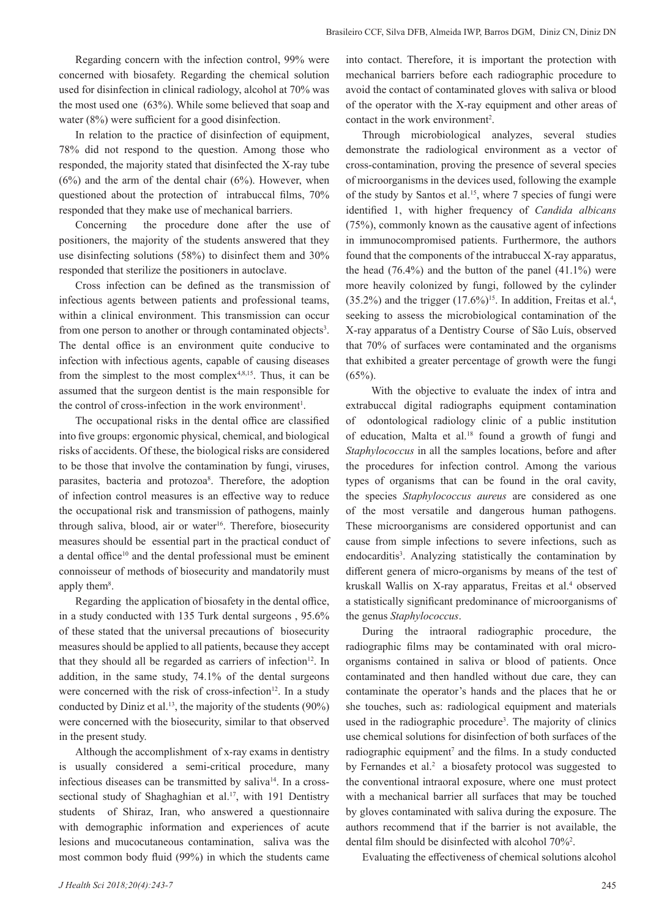Regarding concern with the infection control, 99% were concerned with biosafety. Regarding the chemical solution used for disinfection in clinical radiology, alcohol at 70% was the most used one (63%). While some believed that soap and water (8%) were sufficient for a good disinfection.

In relation to the practice of disinfection of equipment, 78% did not respond to the question. Among those who responded, the majority stated that disinfected the X-ray tube (6%) and the arm of the dental chair (6%). However, when questioned about the protection of intrabuccal films, 70% responded that they make use of mechanical barriers.

Concerning the procedure done after the use of positioners, the majority of the students answered that they use disinfecting solutions (58%) to disinfect them and 30% responded that sterilize the positioners in autoclave.

Cross infection can be defined as the transmission of infectious agents between patients and professional teams, within a clinical environment. This transmission can occur from one person to another or through contaminated objects[3]. The dental office is an environment quite conducive to infection with infectious agents, capable of causing diseases from the simplest to the most complex[4,8,15]. Thus, it can be assumed that the surgeon dentist is the main responsible for the control of cross-infection in the work environment[1].

The occupational risks in the dental office are classified into five groups: ergonomic physical, chemical, and biological risks of accidents. Of these, the biological risks are considered to be those that involve the contamination by fungi, viruses, parasites, bacteria and protozoa[8]. Therefore, the adoption of infection control measures is an effective way to reduce the occupational risk and transmission of pathogens, mainly through saliva, blood, air or water[16]. Therefore, biosecurity measures should be essential part in the practical conduct of a dental office[10] and the dental professional must be eminent connoisseur of methods of biosecurity and mandatorily must apply them[8].

Regarding the application of biosafety in the dental office, in a study conducted with 135 Turk dental surgeons , 95.6% of these stated that the universal precautions of biosecurity measures should be applied to all patients, because they accept that they should all be regarded as carriers of infection[12]. In addition, in the same study, 74.1% of the dental surgeons were concerned with the risk of cross-infection[12]. In a study conducted by Diniz et al.[13], the majority of the students (90%) were concerned with the biosecurity, similar to that observed in the present study.

Although the accomplishment of x-ray exams in dentistry is usually considered a semi-critical procedure, many infectious diseases can be transmitted by saliva[14]. In a cross-sectional study of Shaghaghian et al.[17], with 191 Dentistry students of Shiraz, Iran, who answered a questionnaire with demographic information and experiences of acute lesions and mucocutaneous contamination, saliva was the most common body fluid (99%) in which the students came into contact. Therefore, it is important the protection with mechanical barriers before each radiographic procedure to avoid the contact of contaminated gloves with saliva or blood of the operator with the X-ray equipment and other areas of contact in the work environment[2].

Through microbiological analyzes, several studies demonstrate the radiological environment as a vector of cross-contamination, proving the presence of several species of microorganisms in the devices used, following the example of the study by Santos et al.[15], where 7 species of fungi were identified 1, with higher frequency of *Candida albicans* (75%), commonly known as the causative agent of infections in immunocompromised patients. Furthermore, the authors found that the components of the intrabuccal X-ray apparatus, the head (76.4%) and the button of the panel (41.1%) were more heavily colonized by fungi, followed by the cylinder (35.2%) and the trigger (17.6%)[15]. In addition, Freitas et al.[4], seeking to assess the microbiological contamination of the X-ray apparatus of a Dentistry Course of São Luís, observed that 70% of surfaces were contaminated and the organisms that exhibited a greater percentage of growth were the fungi (65%).

With the objective to evaluate the index of intra and extrabuccal digital radiographs equipment contamination of odontological radiology clinic of a public institution of education, Malta et al.[18] found a growth of fungi and *Staphylococcus* in all the samples locations, before and after the procedures for infection control. Among the various types of organisms that can be found in the oral cavity, the species *Staphylococcus aureus* are considered as one of the most versatile and dangerous human pathogens. These microorganisms are considered opportunist and can cause from simple infections to severe infections, such as endocarditis[3]. Analyzing statistically the contamination by different genera of micro-organisms by means of the test of kruskall Wallis on X-ray apparatus, Freitas et al.[4] observed a statistically significant predominance of microorganisms of the genus *Staphylococcus*.

During the intraoral radiographic procedure, the radiographic films may be contaminated with oral micro-organisms contained in saliva or blood of patients. Once contaminated and then handled without due care, they can contaminate the operator's hands and the places that he or she touches, such as: radiological equipment and materials used in the radiographic procedure[3]. The majority of clinics use chemical solutions for disinfection of both surfaces of the radiographic equipment[7] and the films. In a study conducted by Fernandes et al.[2] a biosafety protocol was suggested to the conventional intraoral exposure, where one must protect with a mechanical barrier all surfaces that may be touched by gloves contaminated with saliva during the exposure. The authors recommend that if the barrier is not available, the dental film should be disinfected with alcohol 70%[2].

Evaluating the effectiveness of chemical solutions alcohol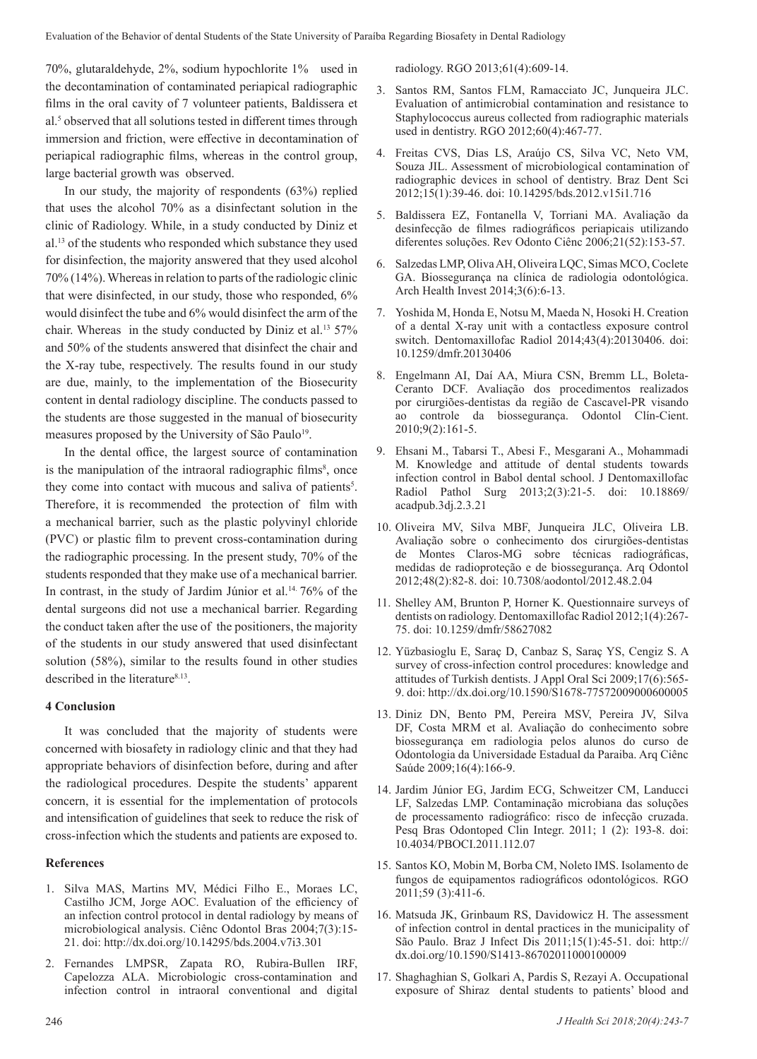70%, glutaraldehyde, 2%, sodium hypochlorite 1% used in the decontamination of contaminated periapical radiographic films in the oral cavity of 7 volunteer patients, Baldissera et al.[5] observed that all solutions tested in different times through immersion and friction, were effective in decontamination of periapical radiographic films, whereas in the control group, large bacterial growth was observed.

In our study, the majority of respondents (63%) replied that uses the alcohol 70% as a disinfectant solution in the clinic of Radiology. While, in a study conducted by Diniz et al.[13] of the students who responded which substance they used for disinfection, the majority answered that they used alcohol 70% (14%). Whereas in relation to parts of the radiologic clinic that were disinfected, in our study, those who responded, 6% would disinfect the tube and 6% would disinfect the arm of the chair. Whereas in the study conducted by Diniz et al.[13] 57% and 50% of the students answered that disinfect the chair and the X-ray tube, respectively. The results found in our study are due, mainly, to the implementation of the Biosecurity content in dental radiology discipline. The conducts passed to the students are those suggested in the manual of biosecurity measures proposed by the University of São Paulo[19].

In the dental office, the largest source of contamination is the manipulation of the intraoral radiographic films[8], once they come into contact with mucous and saliva of patients[5]. Therefore, it is recommended the protection of film with a mechanical barrier, such as the plastic polyvinyl chloride (PVC) or plastic film to prevent cross-contamination during the radiographic processing. In the present study, 70% of the students responded that they make use of a mechanical barrier. In contrast, in the study of Jardim Júnior et al.[14] 76% of the dental surgeons did not use a mechanical barrier. Regarding the conduct taken after the use of the positioners, the majority of the students in our study answered that used disinfectant solution (58%), similar to the results found in other studies described in the literature[8,13].

## 4 Conclusion

It was concluded that the majority of students were concerned with biosafety in radiology clinic and that they had appropriate behaviors of disinfection before, during and after the radiological procedures. Despite the students' apparent concern, it is essential for the implementation of protocols and intensification of guidelines that seek to reduce the risk of cross-infection which the students and patients are exposed to.

## References

1. Silva MAS, Martins MV, Médici Filho E., Moraes LC, Castilho JCM, Jorge AOC. Evaluation of the efficiency of an infection control protocol in dental radiology by means of microbiological analysis. Ciênc Odontol Bras 2004;7(3):15-21. doi: http://dx.doi.org/10.14295/bds.2004.v7i3.301
2. Fernandes LMPSR, Zapata RO, Rubira-Bullen IRF, Capelozza ALA. Microbiologic cross-contamination and infection control in intraoral conventional and digital radiology. RGO 2013;61(4):609-14.
3. Santos RM, Santos FLM, Ramacciato JC, Junqueira JLC. Evaluation of antimicrobial contamination and resistance to Staphylococcus aureus collected from radiographic materials used in dentistry. RGO 2012;60(4):467-77.
4. Freitas CVS, Dias LS, Araújo CS, Silva VC, Neto VM, Souza JIL. Assessment of microbiological contamination of radiographic devices in school of dentistry. Braz Dent Sci 2012;15(1):39-46. doi: 10.14295/bds.2012.v15i1.716
5. Baldissera EZ, Fontanella V, Torriani MA. Avaliação da desinfecção de filmes radiográficos periapicais utilizando diferentes soluções. Rev Odonto Ciênc 2006;21(52):153-57.
6. Salzedas LMP, Oliva AH, Oliveira LQC, Simas MCO, Coclete GA. Biossegurança na clínica de radiologia odontológica. Arch Health Invest 2014;3(6):6-13.
7. Yoshida M, Honda E, Notsu M, Maeda N, Hosoki H. Creation of a dental X-ray unit with a contactless exposure control switch. Dentomaxillofac Radiol 2014;43(4):20130406. doi: 10.1259/dmfr.20130406
8. Engelmann AI, Daí AA, Miura CSN, Bremm LL, Boleta-Ceranto DCF. Avaliação dos procedimentos realizados por cirurgiões-dentistas da região de Cascavel-PR visando ao controle da biossegurança. Odontol Clín-Cient. 2010;9(2):161-5.
9. Ehsani M., Tabarsi T., Abesi F., Mesgarani A., Mohammadi M. Knowledge and attitude of dental students towards infection control in Babol dental school. J Dentomaxillofac Radiol Pathol Surg 2013;2(3):21-5. doi: 10.18869/acadpub.3dj.2.3.21
10. Oliveira MV, Silva MBF, Junqueira JLC, Oliveira LB. Avaliação sobre o conhecimento dos cirurgiões-dentistas de Montes Claros-MG sobre técnicas radiográficas, medidas de radioproteção e de biossegurança. Arq Odontol 2012;48(2):82-8. doi: 10.7308/aodontol/2012.48.2.04
11. Shelley AM, Brunton P, Horner K. Questionnaire surveys of dentists on radiology. Dentomaxillofac Radiol 2012;1(4):267-75. doi: 10.1259/dmfr/58627082
12. Yüzbasioglu E, Saraç D, Canbaz S, Saraç YS, Cengiz S. A survey of cross-infection control procedures: knowledge and attitudes of Turkish dentists. J Appl Oral Sci 2009;17(6):565-9. doi: http://dx.doi.org/10.1590/S1678-77572009000600005
13. Diniz DN, Bento PM, Pereira MSV, Pereira JV, Silva DF, Costa MRM et al. Avaliação do conhecimento sobre biossegurança em radiologia pelos alunos do curso de Odontologia da Universidade Estadual da Paraiba. Arq Ciênc Saúde 2009;16(4):166-9.
14. Jardim Júnior EG, Jardim ECG, Schweitzer CM, Landucci LF, Salzedas LMP. Contaminação microbiana das soluções de processamento radiográfico: risco de infecção cruzada. Pesq Bras Odontoped Clin Integr. 2011; 1 (2): 193-8. doi: 10.4034/PBOCI.2011.112.07
15. Santos KO, Mobin M, Borba CM, Noleto IMS. Isolamento de fungos de equipamentos radiográficos odontológicos. RGO 2011;59 (3):411-6.
16. Matsuda JK, Grinbaum RS, Davidowicz H. The assessment of infection control in dental practices in the municipality of São Paulo. Braz J Infect Dis 2011;15(1):45-51. doi: http://dx.doi.org/10.1590/S1413-86702011000100009
17. Shaghaghian S, Golkari A, Pardis S, Rezayi A. Occupational exposure of Shiraz dental students to patients' blood and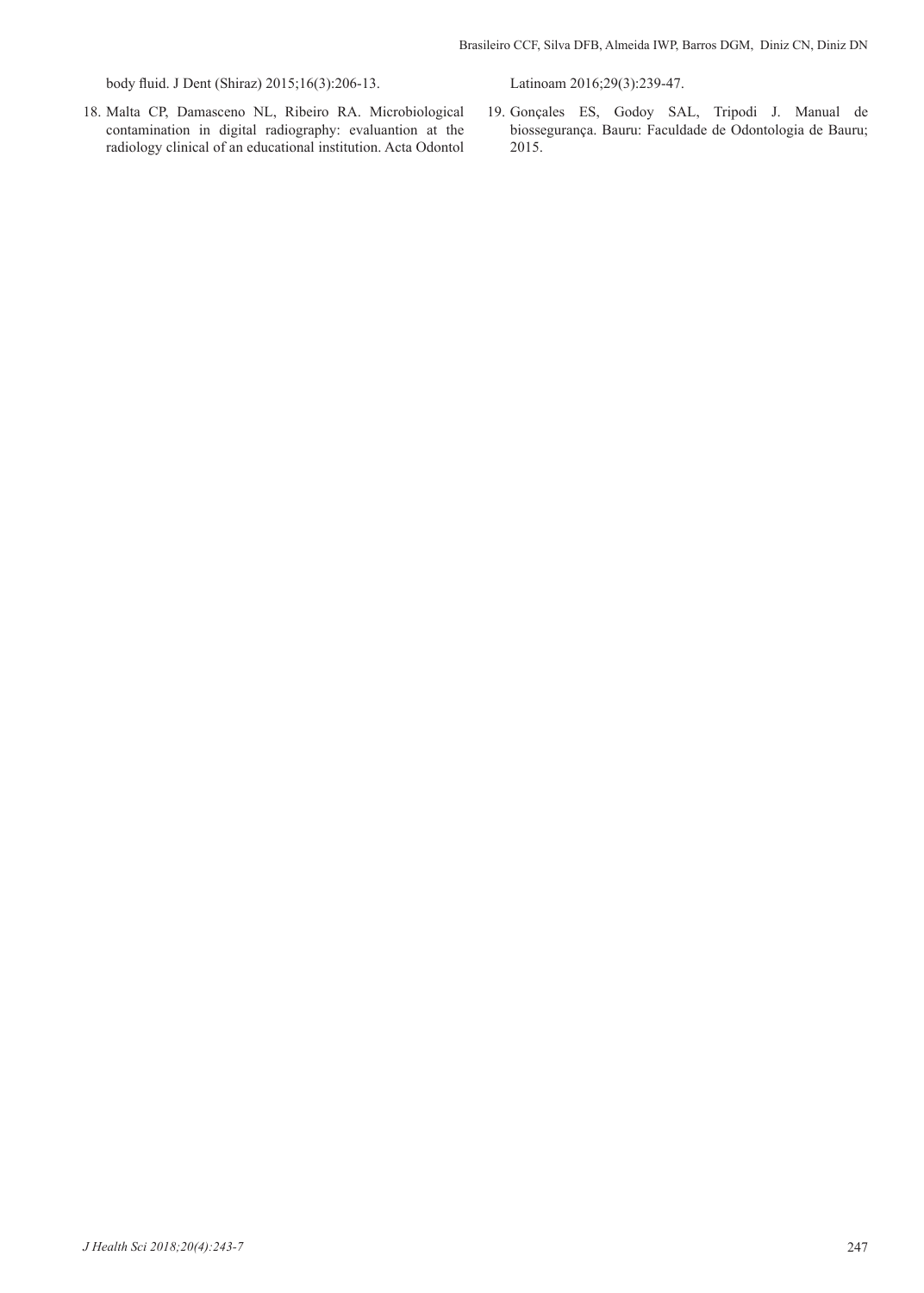body fluid. J Dent (Shiraz) 2015;16(3):206-13.

18. Malta CP, Damasceno NL, Ribeiro RA. Microbiological contamination in digital radiography: evaluantion at the radiology clinical of an educational institution. Acta Odontol Latinoam 2016;29(3):239-47.

19. Gonçales ES, Godoy SAL, Tripodi J. Manual de biossegurança. Bauru: Faculdade de Odontologia de Bauru; 2015.